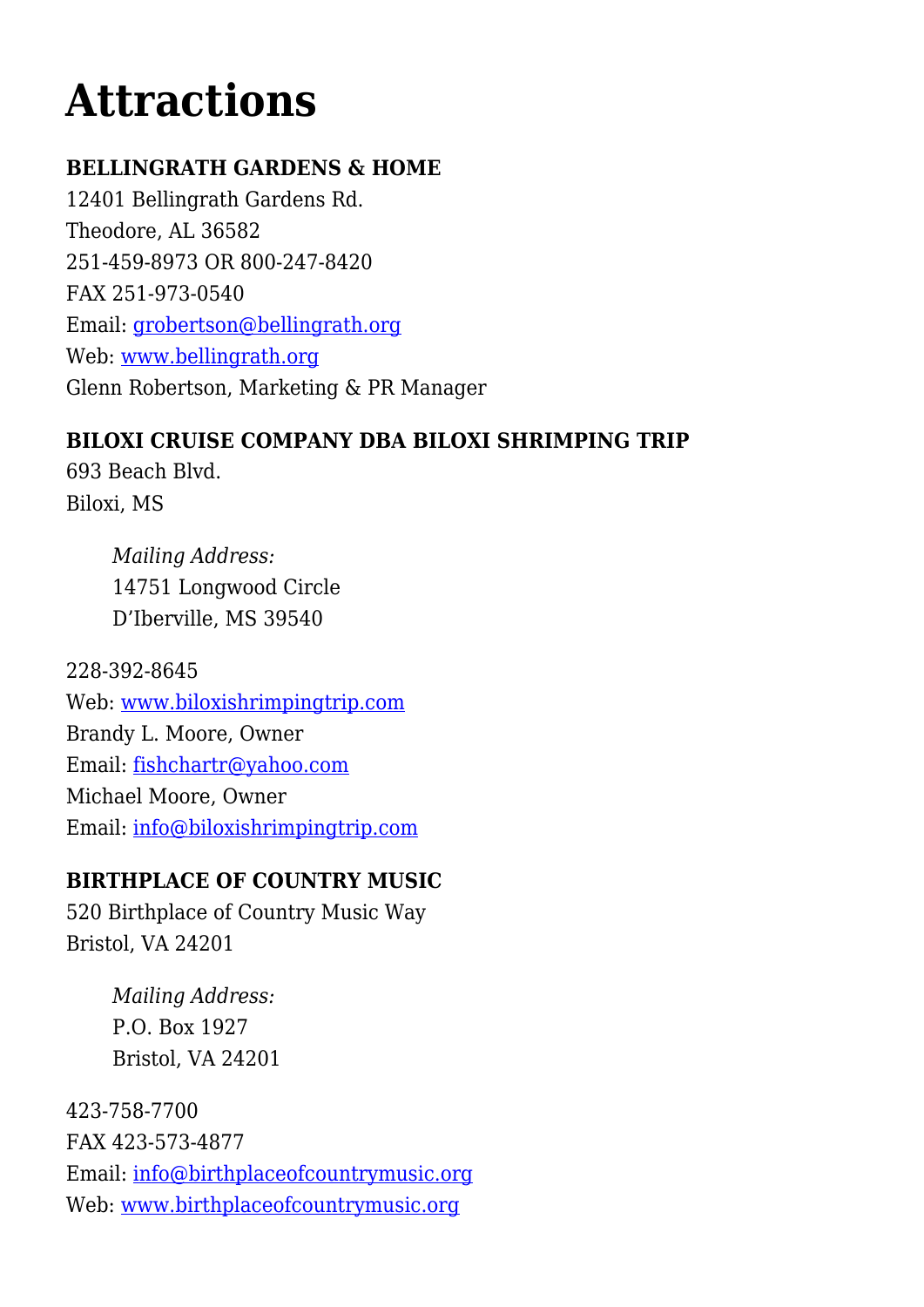# Attractions

**BELLINGRATH GARDENS & HOME**
12401 Bellingrath Gardens Rd.
Theodore, AL 36582
251-459-8973 OR 800-247-8420
FAX 251-973-0540
Email: grobertson@bellingrath.org
Web: www.bellingrath.org
Glenn Robertson, Marketing & PR Manager

**BILOXI CRUISE COMPANY DBA BILOXI SHRIMPING TRIP**
693 Beach Blvd.
Biloxi, MS

> *Mailing Address:*
> 14751 Longwood Circle
> D'Iberville, MS 39540

228-392-8645
Web: www.biloxishrimpingtrip.com
Brandy L. Moore, Owner
Email: fishchartr@yahoo.com
Michael Moore, Owner
Email: info@biloxishrimpingtrip.com

**BIRTHPLACE OF COUNTRY MUSIC**
520 Birthplace of Country Music Way
Bristol, VA 24201

> *Mailing Address:*
> P.O. Box 1927
> Bristol, VA 24201

423-758-7700
FAX 423-573-4877
Email: info@birthplaceofcountrymusic.org
Web: www.birthplaceofcountrymusic.org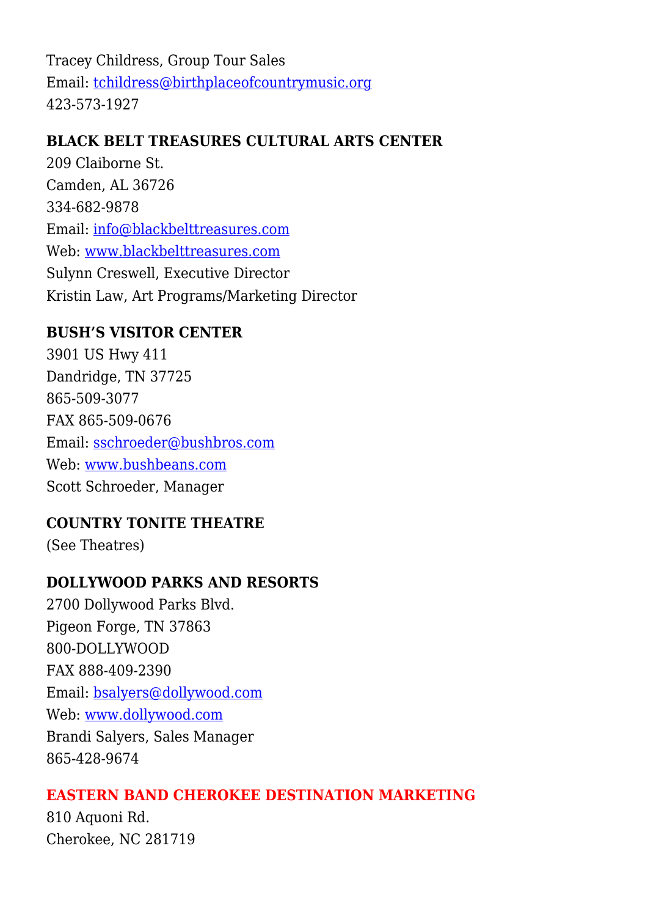Tracey Childress, Group Tour Sales
Email: tchildress@birthplaceofcountrymusic.org
423-573-1927

**BLACK BELT TREASURES CULTURAL ARTS CENTER**
209 Claiborne St.
Camden, AL 36726
334-682-9878
Email: info@blackbelttreasures.com
Web: www.blackbelttreasures.com
Sulynn Creswell, Executive Director
Kristin Law, Art Programs/Marketing Director

**BUSH'S VISITOR CENTER**
3901 US Hwy 411
Dandridge, TN 37725
865-509-3077
FAX 865-509-0676
Email: sschroeder@bushbros.com
Web: www.bushbeans.com
Scott Schroeder, Manager

**COUNTRY TONITE THEATRE**
(See Theatres)

**DOLLYWOOD PARKS AND RESORTS**
2700 Dollywood Parks Blvd.
Pigeon Forge, TN 37863
800-DOLLYWOOD
FAX 888-409-2390
Email: bsalyers@dollywood.com
Web: www.dollywood.com
Brandi Salyers, Sales Manager
865-428-9674

**EASTERN BAND CHEROKEE DESTINATION MARKETING**
810 Aquoni Rd.
Cherokee, NC 281719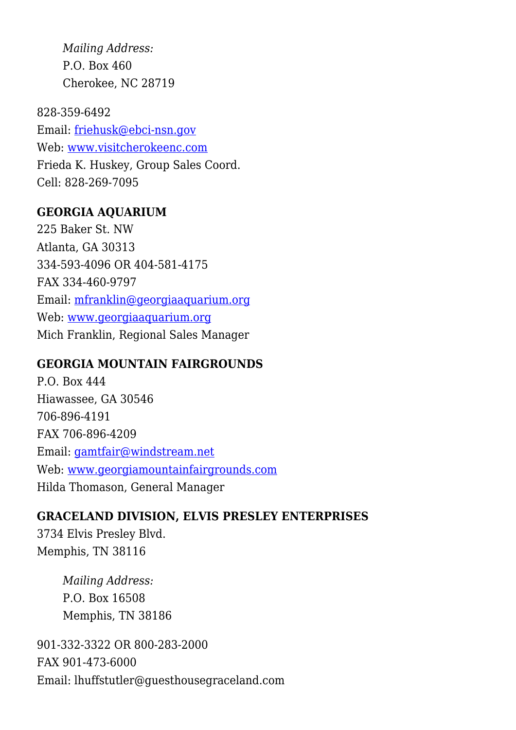*Mailing Address:*
P.O. Box 460
Cherokee, NC 28719

828-359-6492
Email: friehusk@ebci-nsn.gov
Web: www.visitcherokeenc.com
Frieda K. Huskey, Group Sales Coord.
Cell: 828-269-7095

**GEORGIA AQUARIUM**
225 Baker St. NW
Atlanta, GA 30313
334-593-4096 OR 404-581-4175
FAX 334-460-9797
Email: mfranklin@georgiaaquarium.org
Web: www.georgiaaquarium.org
Mich Franklin, Regional Sales Manager

**GEORGIA MOUNTAIN FAIRGROUNDS**
P.O. Box 444
Hiawassee, GA 30546
706-896-4191
FAX 706-896-4209
Email: gamtfair@windstream.net
Web: www.georgiamountainfairgrounds.com
Hilda Thomason, General Manager

**GRACELAND DIVISION, ELVIS PRESLEY ENTERPRISES**
3734 Elvis Presley Blvd.
Memphis, TN 38116

*Mailing Address:*
P.O. Box 16508
Memphis, TN 38186

901-332-3322 OR 800-283-2000
FAX 901-473-6000
Email: lhuffstutler@guesthousegraceland.com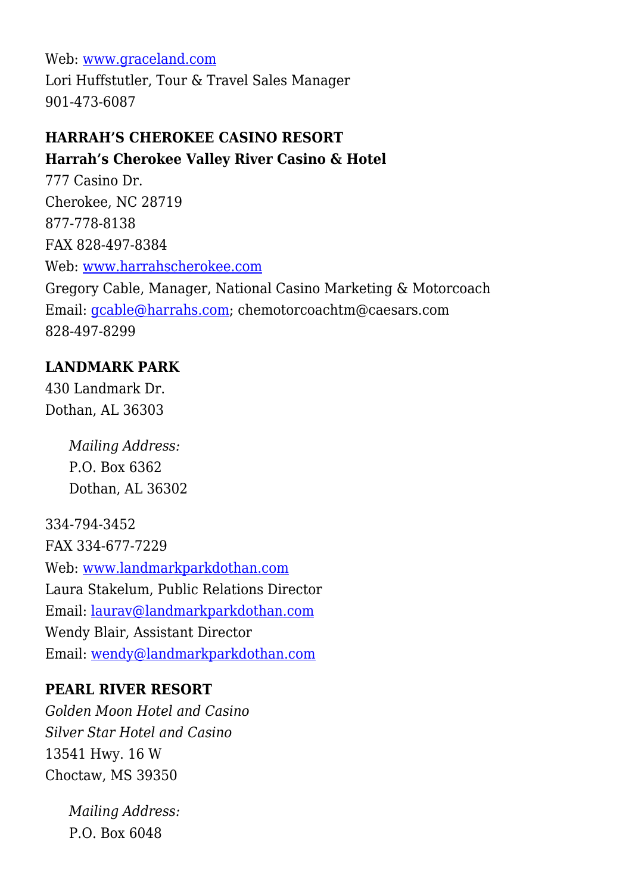Web: [www.graceland.com](http://www.graceland.com)
Lori Huffstutler, Tour & Travel Sales Manager
901-473-6087

**HARRAH'S CHEROKEE CASINO RESORT**
**Harrah's Cherokee Valley River Casino & Hotel**
777 Casino Dr.
Cherokee, NC 28719
877-778-8138
FAX 828-497-8384
Web: [www.harrahscherokee.com](http://www.harrahscherokee.com)
Gregory Cable, Manager, National Casino Marketing & Motorcoach
Email: [gcable@harrahs.com](mailto:gcable@harrahs.com); chemotorcoachtm@caesars.com
828-497-8299

**LANDMARK PARK**
430 Landmark Dr.
Dothan, AL 36303

> *Mailing Address:*
> P.O. Box 6362
> Dothan, AL 36302

334-794-3452
FAX 334-677-7229
Web: [www.landmarkparkdothan.com](http://www.landmarkparkdothan.com)
Laura Stakelum, Public Relations Director
Email: [laurav@landmarkparkdothan.com](mailto:laurav@landmarkparkdothan.com)
Wendy Blair, Assistant Director
Email: [wendy@landmarkparkdothan.com](mailto:wendy@landmarkparkdothan.com)

**PEARL RIVER RESORT**
*Golden Moon Hotel and Casino*
*Silver Star Hotel and Casino*
13541 Hwy. 16 W
Choctaw, MS 39350

> *Mailing Address:*
> P.O. Box 6048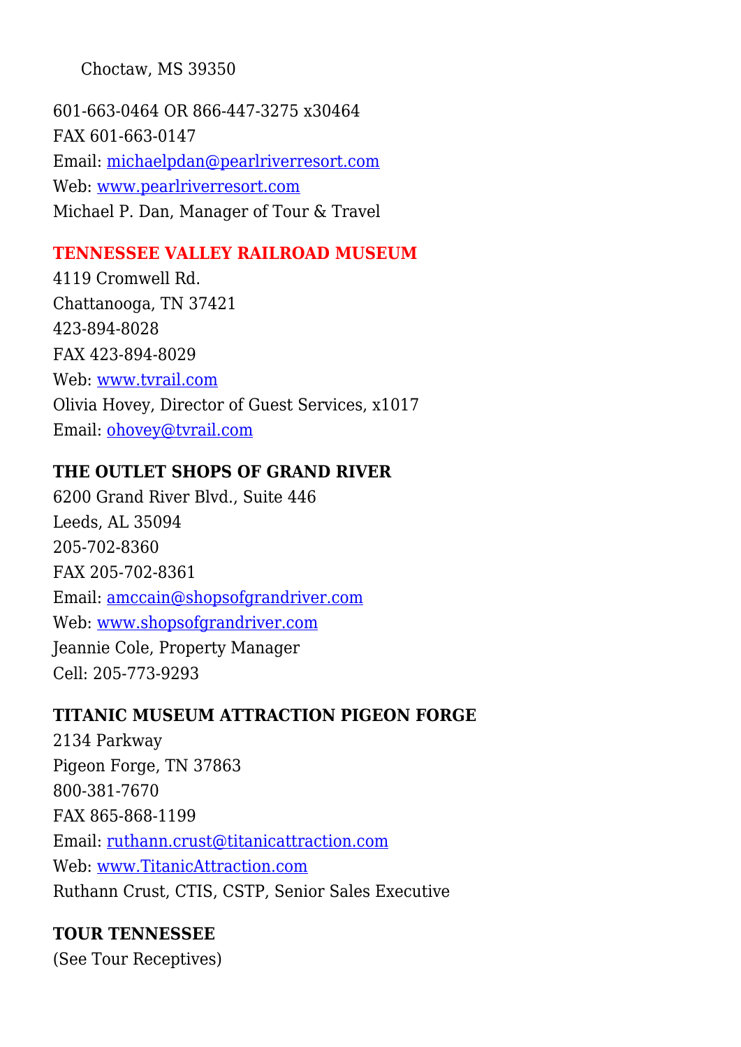Choctaw, MS 39350

601-663-0464 OR 866-447-3275 x30464
FAX 601-663-0147
Email: michaelpdan@pearlriverresort.com
Web: www.pearlriverresort.com
Michael P. Dan, Manager of Tour & Travel

**TENNESSEE VALLEY RAILROAD MUSEUM**
4119 Cromwell Rd.
Chattanooga, TN 37421
423-894-8028
FAX 423-894-8029
Web: www.tvrail.com
Olivia Hovey, Director of Guest Services, x1017
Email: ohovey@tvrail.com

**THE OUTLET SHOPS OF GRAND RIVER**
6200 Grand River Blvd., Suite 446
Leeds, AL 35094
205-702-8360
FAX 205-702-8361
Email: amccain@shopsofgrandriver.com
Web: www.shopsofgrandriver.com
Jeannie Cole, Property Manager
Cell: 205-773-9293

**TITANIC MUSEUM ATTRACTION PIGEON FORGE**
2134 Parkway
Pigeon Forge, TN 37863
800-381-7670
FAX 865-868-1199
Email: ruthann.crust@titanicattraction.com
Web: www.TitanicAttraction.com
Ruthann Crust, CTIS, CSTP, Senior Sales Executive

**TOUR TENNESSEE**
(See Tour Receptives)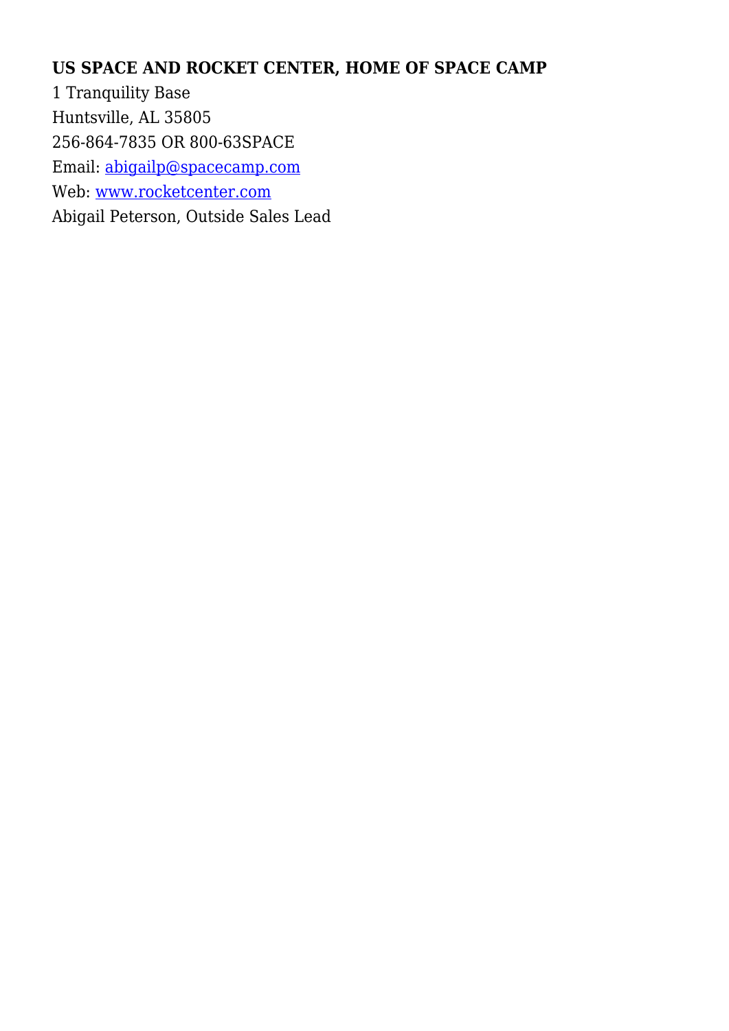**US SPACE AND ROCKET CENTER, HOME OF SPACE CAMP**

1 Tranquility Base  
Huntsville, AL 35805  
256-864-7835 OR 800-63SPACE  
Email: abigailp@spacecamp.com  
Web: www.rocketcenter.com  
Abigail Peterson, Outside Sales Lead